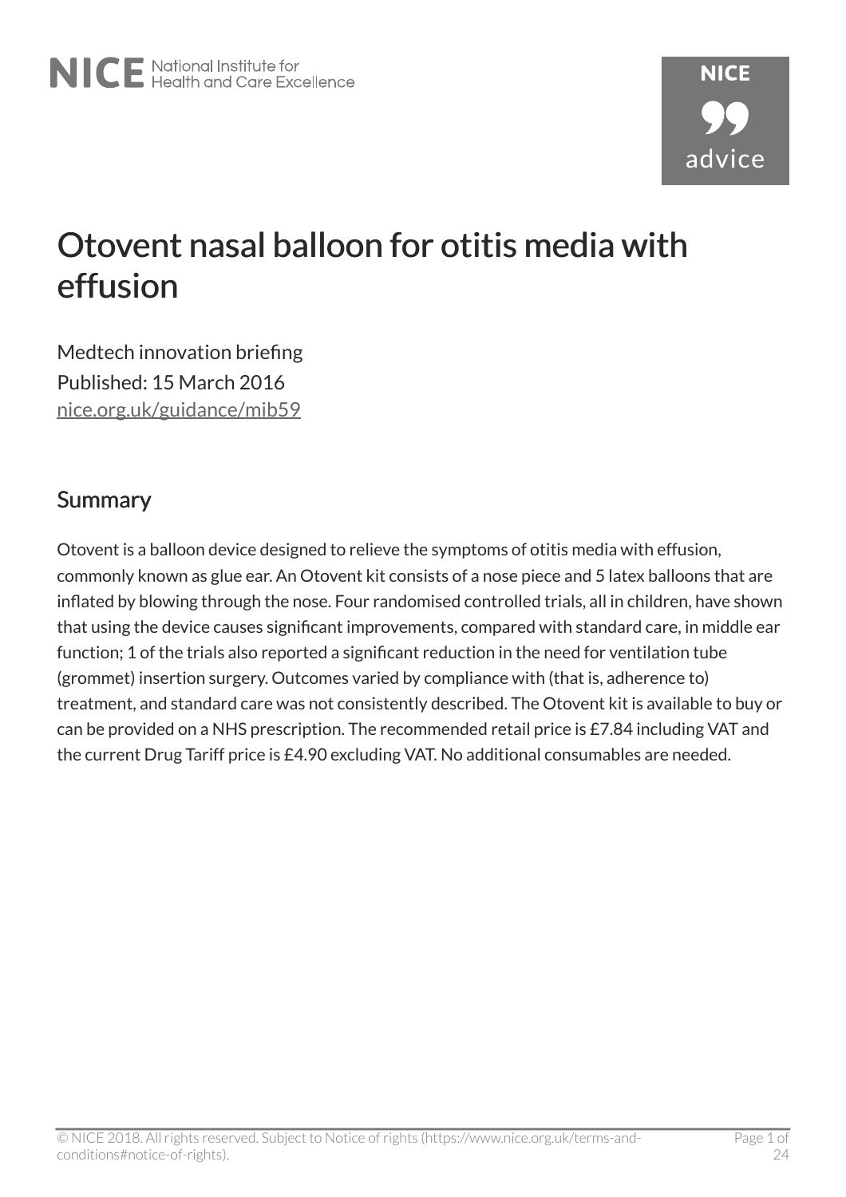# Otovent nasal balloon for otitis media with effusion

Medtech innovation briefing

Published: 15 March 2016

nice.org.uk/guidance/mib59

## Summary

Otovent is a balloon device designed to relieve the symptoms of otitis media with effusion, commonly known as glue ear. An Otovent kit consists of a nose piece and 5 latex balloons that are inflated by blowing through the nose. Four randomised controlled trials, all in children, have shown that using the device causes significant improvements, compared with standard care, in middle ear function; 1 of the trials also reported a significant reduction in the need for ventilation tube (grommet) insertion surgery. Outcomes varied by compliance with (that is, adherence to) treatment, and standard care was not consistently described. The Otovent kit is available to buy or can be provided on a NHS prescription. The recommended retail price is £7.84 including VAT and the current Drug Tariff price is £4.90 excluding VAT. No additional consumables are needed.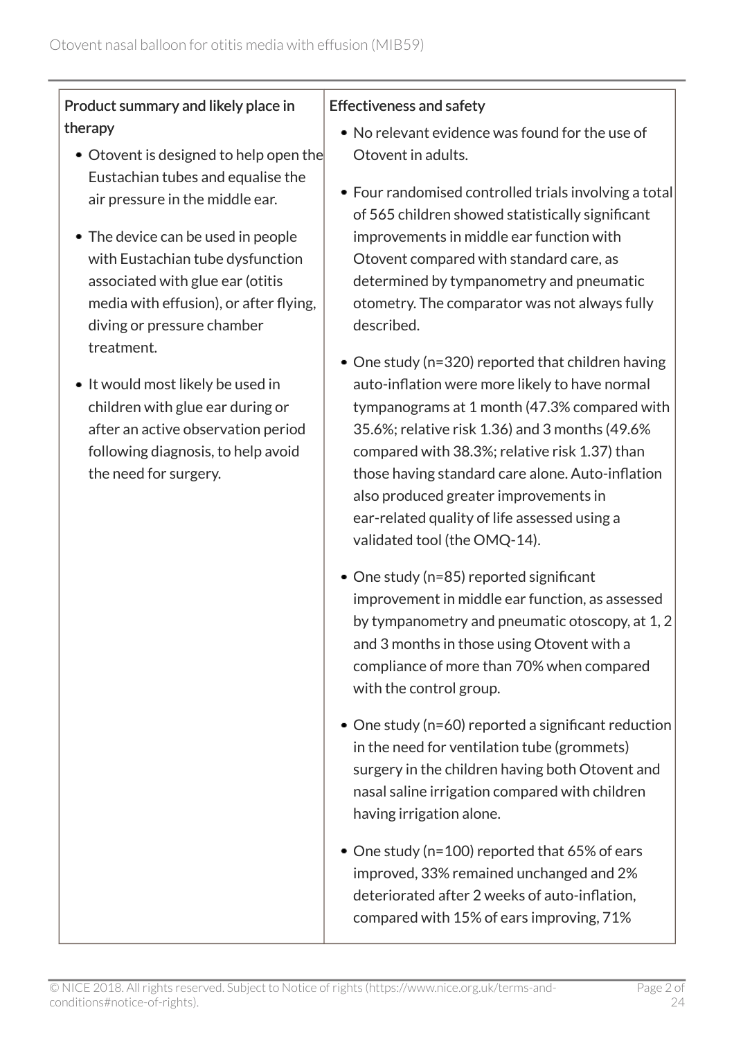| Product summary and likely place in therapy | Effectiveness and safety |
| --- | --- |
| • Otovent is designed to help open the Eustachian tubes and equalise the air pressure in the middle ear.<br><br>• The device can be used in people with Eustachian tube dysfunction associated with glue ear (otitis media with effusion), or after flying, diving or pressure chamber treatment.<br><br>• It would most likely be used in children with glue ear during or after an active observation period following diagnosis, to help avoid the need for surgery. | • No relevant evidence was found for the use of Otovent in adults.<br><br>• Four randomised controlled trials involving a total of 565 children showed statistically significant improvements in middle ear function with Otovent compared with standard care, as determined by tympanometry and pneumatic otometry. The comparator was not always fully described.<br><br>• One study (n=320) reported that children having auto-inflation were more likely to have normal tympanograms at 1 month (47.3% compared with 35.6%; relative risk 1.36) and 3 months (49.6% compared with 38.3%; relative risk 1.37) than those having standard care alone. Auto-inflation also produced greater improvements in ear-related quality of life assessed using a validated tool (the OMQ-14).<br><br>• One study (n=85) reported significant improvement in middle ear function, as assessed by tympanometry and pneumatic otoscopy, at 1, 2 and 3 months in those using Otovent with a compliance of more than 70% when compared with the control group.<br><br>• One study (n=60) reported a significant reduction in the need for ventilation tube (grommets) surgery in the children having both Otovent and nasal saline irrigation compared with children having irrigation alone.<br><br>• One study (n=100) reported that 65% of ears improved, 33% remained unchanged and 2% deteriorated after 2 weeks of auto-inflation, compared with 15% of ears improving, 71% |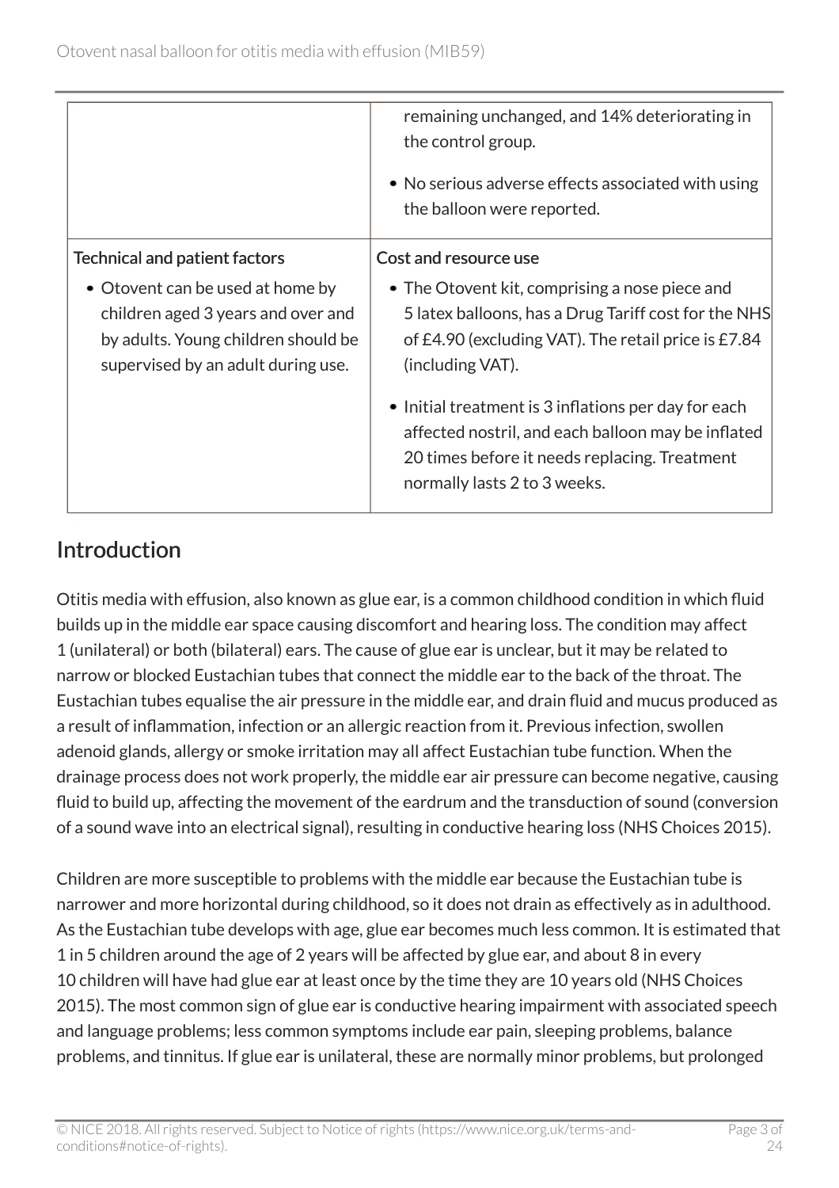| | |
|---|---|
| | remaining unchanged, and 14% deteriorating in the control group.<br><br>• No serious adverse effects associated with using the balloon were reported. |
| Technical and patient factors<br><br>• Otovent can be used at home by children aged 3 years and over and by adults. Young children should be supervised by an adult during use. | Cost and resource use<br><br>• The Otovent kit, comprising a nose piece and 5 latex balloons, has a Drug Tariff cost for the NHS of £4.90 (excluding VAT). The retail price is £7.84 (including VAT).<br><br>• Initial treatment is 3 inflations per day for each affected nostril, and each balloon may be inflated 20 times before it needs replacing. Treatment normally lasts 2 to 3 weeks. |

## Introduction

Otitis media with effusion, also known as glue ear, is a common childhood condition in which fluid builds up in the middle ear space causing discomfort and hearing loss. The condition may affect 1 (unilateral) or both (bilateral) ears. The cause of glue ear is unclear, but it may be related to narrow or blocked Eustachian tubes that connect the middle ear to the back of the throat. The Eustachian tubes equalise the air pressure in the middle ear, and drain fluid and mucus produced as a result of inflammation, infection or an allergic reaction from it. Previous infection, swollen adenoid glands, allergy or smoke irritation may all affect Eustachian tube function. When the drainage process does not work properly, the middle ear air pressure can become negative, causing fluid to build up, affecting the movement of the eardrum and the transduction of sound (conversion of a sound wave into an electrical signal), resulting in conductive hearing loss (NHS Choices 2015).

Children are more susceptible to problems with the middle ear because the Eustachian tube is narrower and more horizontal during childhood, so it does not drain as effectively as in adulthood. As the Eustachian tube develops with age, glue ear becomes much less common. It is estimated that 1 in 5 children around the age of 2 years will be affected by glue ear, and about 8 in every 10 children will have had glue ear at least once by the time they are 10 years old (NHS Choices 2015). The most common sign of glue ear is conductive hearing impairment with associated speech and language problems; less common symptoms include ear pain, sleeping problems, balance problems, and tinnitus. If glue ear is unilateral, these are normally minor problems, but prolonged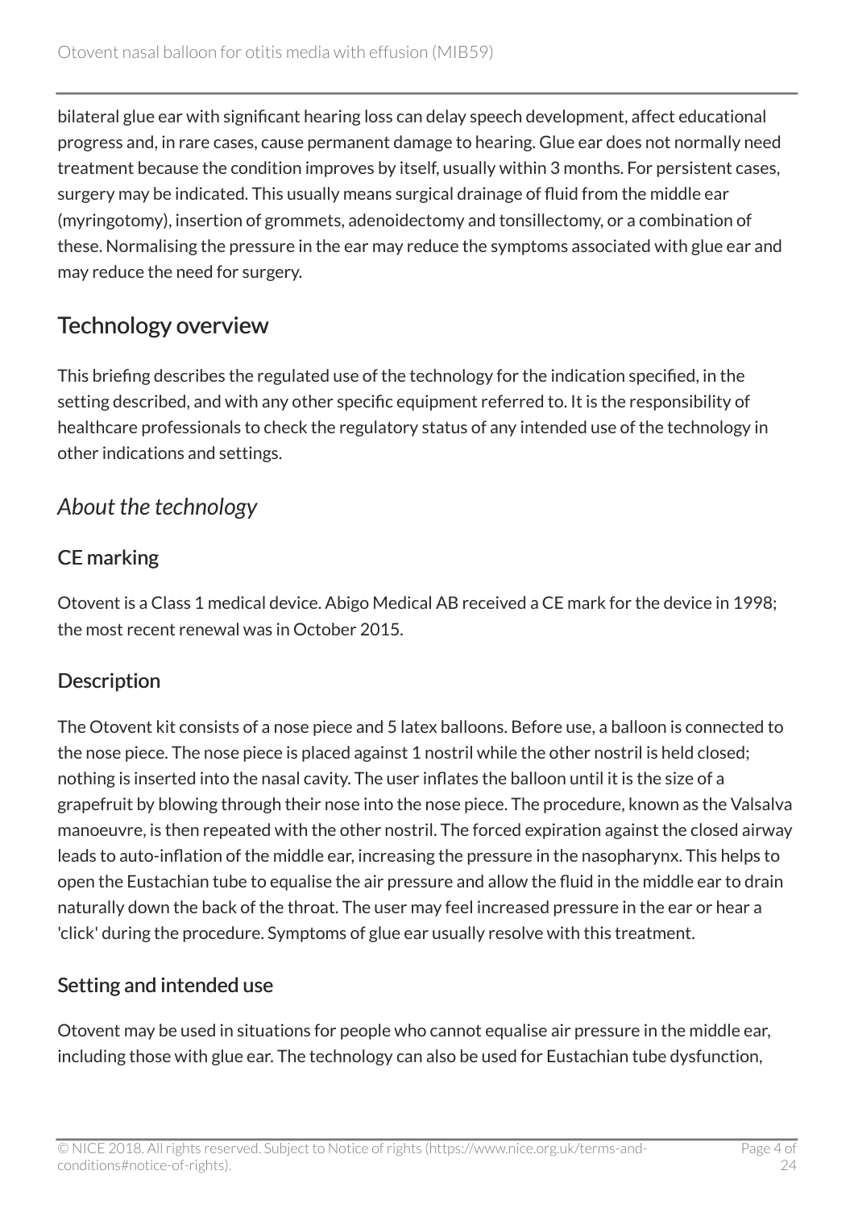bilateral glue ear with significant hearing loss can delay speech development, affect educational progress and, in rare cases, cause permanent damage to hearing. Glue ear does not normally need treatment because the condition improves by itself, usually within 3 months. For persistent cases, surgery may be indicated. This usually means surgical drainage of fluid from the middle ear (myringotomy), insertion of grommets, adenoidectomy and tonsillectomy, or a combination of these. Normalising the pressure in the ear may reduce the symptoms associated with glue ear and may reduce the need for surgery.

## Technology overview

This briefing describes the regulated use of the technology for the indication specified, in the setting described, and with any other specific equipment referred to. It is the responsibility of healthcare professionals to check the regulatory status of any intended use of the technology in other indications and settings.

### *About the technology*

#### CE marking

Otovent is a Class 1 medical device. Abigo Medical AB received a CE mark for the device in 1998; the most recent renewal was in October 2015.

#### Description

The Otovent kit consists of a nose piece and 5 latex balloons. Before use, a balloon is connected to the nose piece. The nose piece is placed against 1 nostril while the other nostril is held closed; nothing is inserted into the nasal cavity. The user inflates the balloon until it is the size of a grapefruit by blowing through their nose into the nose piece. The procedure, known as the Valsalva manoeuvre, is then repeated with the other nostril. The forced expiration against the closed airway leads to auto-inflation of the middle ear, increasing the pressure in the nasopharynx. This helps to open the Eustachian tube to equalise the air pressure and allow the fluid in the middle ear to drain naturally down the back of the throat. The user may feel increased pressure in the ear or hear a 'click' during the procedure. Symptoms of glue ear usually resolve with this treatment.

#### Setting and intended use

Otovent may be used in situations for people who cannot equalise air pressure in the middle ear, including those with glue ear. The technology can also be used for Eustachian tube dysfunction,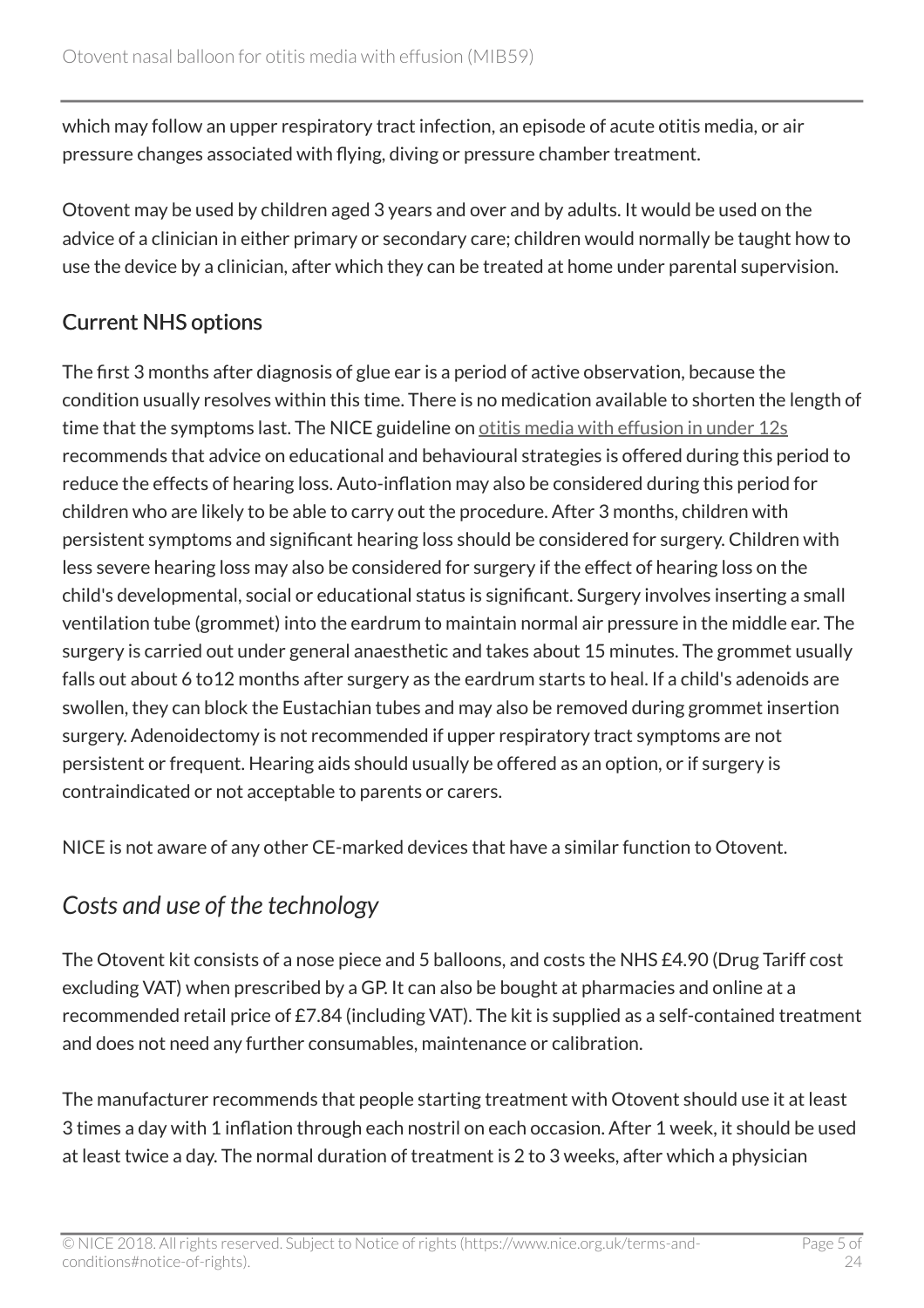which may follow an upper respiratory tract infection, an episode of acute otitis media, or air pressure changes associated with flying, diving or pressure chamber treatment.

Otovent may be used by children aged 3 years and over and by adults. It would be used on the advice of a clinician in either primary or secondary care; children would normally be taught how to use the device by a clinician, after which they can be treated at home under parental supervision.

### Current NHS options

The first 3 months after diagnosis of glue ear is a period of active observation, because the condition usually resolves within this time. There is no medication available to shorten the length of time that the symptoms last. The NICE guideline on otitis media with effusion in under 12s recommends that advice on educational and behavioural strategies is offered during this period to reduce the effects of hearing loss. Auto-inflation may also be considered during this period for children who are likely to be able to carry out the procedure. After 3 months, children with persistent symptoms and significant hearing loss should be considered for surgery. Children with less severe hearing loss may also be considered for surgery if the effect of hearing loss on the child's developmental, social or educational status is significant. Surgery involves inserting a small ventilation tube (grommet) into the eardrum to maintain normal air pressure in the middle ear. The surgery is carried out under general anaesthetic and takes about 15 minutes. The grommet usually falls out about 6 to12 months after surgery as the eardrum starts to heal. If a child's adenoids are swollen, they can block the Eustachian tubes and may also be removed during grommet insertion surgery. Adenoidectomy is not recommended if upper respiratory tract symptoms are not persistent or frequent. Hearing aids should usually be offered as an option, or if surgery is contraindicated or not acceptable to parents or carers.

NICE is not aware of any other CE-marked devices that have a similar function to Otovent.

## *Costs and use of the technology*

The Otovent kit consists of a nose piece and 5 balloons, and costs the NHS £4.90 (Drug Tariff cost excluding VAT) when prescribed by a GP. It can also be bought at pharmacies and online at a recommended retail price of £7.84 (including VAT). The kit is supplied as a self-contained treatment and does not need any further consumables, maintenance or calibration.

The manufacturer recommends that people starting treatment with Otovent should use it at least 3 times a day with 1 inflation through each nostril on each occasion. After 1 week, it should be used at least twice a day. The normal duration of treatment is 2 to 3 weeks, after which a physician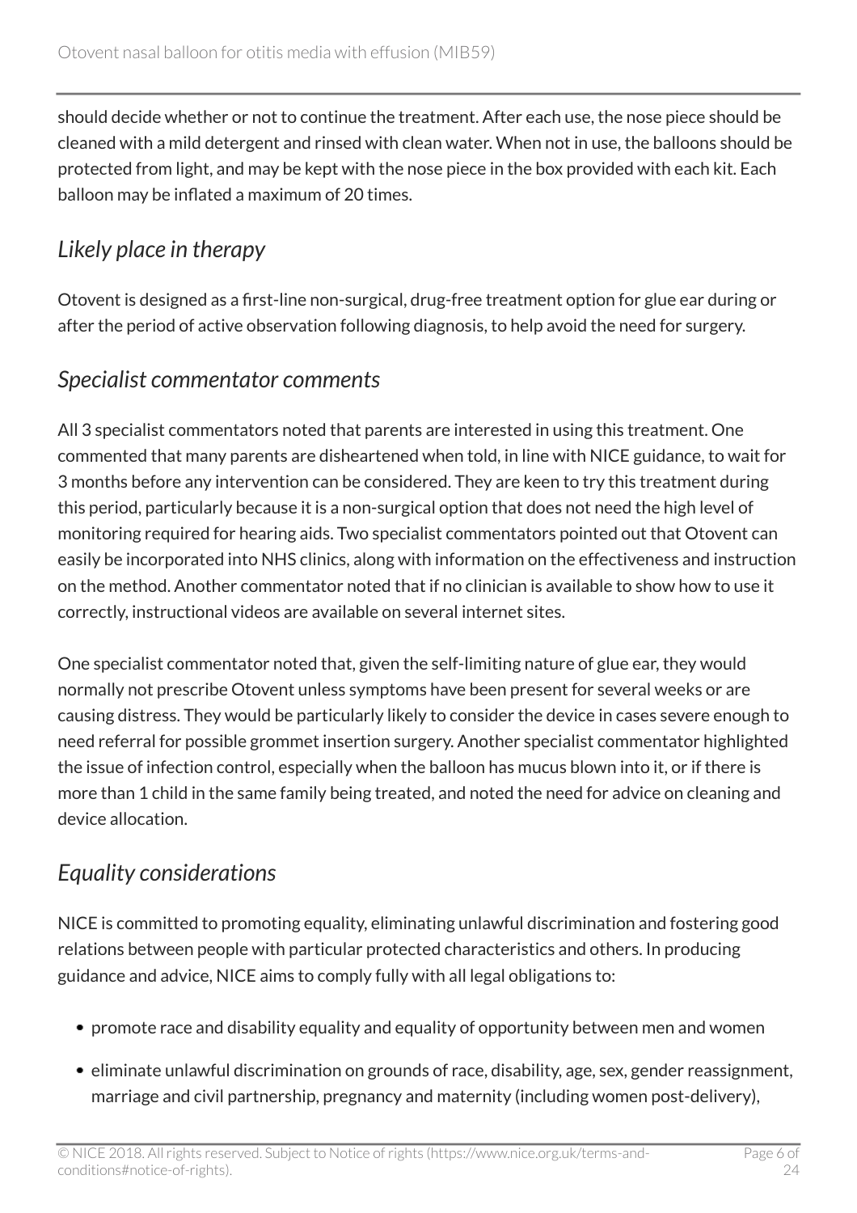should decide whether or not to continue the treatment. After each use, the nose piece should be cleaned with a mild detergent and rinsed with clean water. When not in use, the balloons should be protected from light, and may be kept with the nose piece in the box provided with each kit. Each balloon may be inflated a maximum of 20 times.

## *Likely place in therapy*

Otovent is designed as a first-line non-surgical, drug-free treatment option for glue ear during or after the period of active observation following diagnosis, to help avoid the need for surgery.

## *Specialist commentator comments*

All 3 specialist commentators noted that parents are interested in using this treatment. One commented that many parents are disheartened when told, in line with NICE guidance, to wait for 3 months before any intervention can be considered. They are keen to try this treatment during this period, particularly because it is a non-surgical option that does not need the high level of monitoring required for hearing aids. Two specialist commentators pointed out that Otovent can easily be incorporated into NHS clinics, along with information on the effectiveness and instruction on the method. Another commentator noted that if no clinician is available to show how to use it correctly, instructional videos are available on several internet sites.

One specialist commentator noted that, given the self-limiting nature of glue ear, they would normally not prescribe Otovent unless symptoms have been present for several weeks or are causing distress. They would be particularly likely to consider the device in cases severe enough to need referral for possible grommet insertion surgery. Another specialist commentator highlighted the issue of infection control, especially when the balloon has mucus blown into it, or if there is more than 1 child in the same family being treated, and noted the need for advice on cleaning and device allocation.

## *Equality considerations*

NICE is committed to promoting equality, eliminating unlawful discrimination and fostering good relations between people with particular protected characteristics and others. In producing guidance and advice, NICE aims to comply fully with all legal obligations to:

- promote race and disability equality and equality of opportunity between men and women
- eliminate unlawful discrimination on grounds of race, disability, age, sex, gender reassignment, marriage and civil partnership, pregnancy and maternity (including women post-delivery),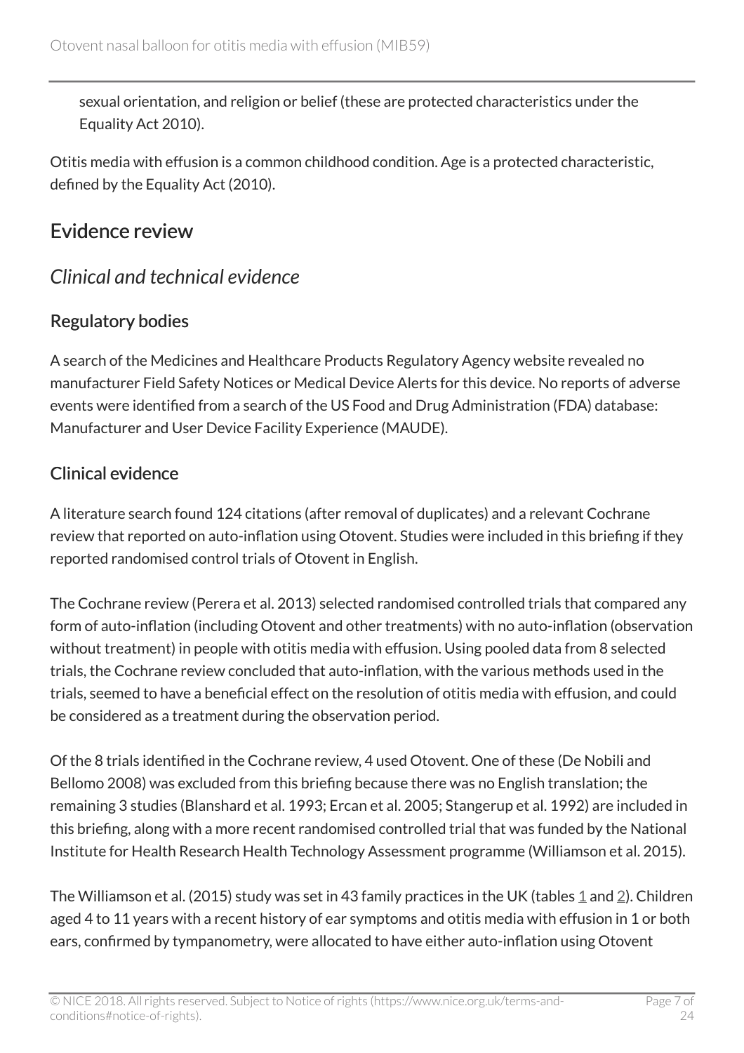sexual orientation, and religion or belief (these are protected characteristics under the Equality Act 2010).

Otitis media with effusion is a common childhood condition. Age is a protected characteristic, defined by the Equality Act (2010).

## Evidence review

### *Clinical and technical evidence*

#### Regulatory bodies

A search of the Medicines and Healthcare Products Regulatory Agency website revealed no manufacturer Field Safety Notices or Medical Device Alerts for this device. No reports of adverse events were identified from a search of the US Food and Drug Administration (FDA) database: Manufacturer and User Device Facility Experience (MAUDE).

#### Clinical evidence

A literature search found 124 citations (after removal of duplicates) and a relevant Cochrane review that reported on auto-inflation using Otovent. Studies were included in this briefing if they reported randomised control trials of Otovent in English.

The Cochrane review (Perera et al. 2013) selected randomised controlled trials that compared any form of auto-inflation (including Otovent and other treatments) with no auto-inflation (observation without treatment) in people with otitis media with effusion. Using pooled data from 8 selected trials, the Cochrane review concluded that auto-inflation, with the various methods used in the trials, seemed to have a beneficial effect on the resolution of otitis media with effusion, and could be considered as a treatment during the observation period.

Of the 8 trials identified in the Cochrane review, 4 used Otovent. One of these (De Nobili and Bellomo 2008) was excluded from this briefing because there was no English translation; the remaining 3 studies (Blanshard et al. 1993; Ercan et al. 2005; Stangerup et al. 1992) are included in this briefing, along with a more recent randomised controlled trial that was funded by the National Institute for Health Research Health Technology Assessment programme (Williamson et al. 2015).

The Williamson et al. (2015) study was set in 43 family practices in the UK (tables 1 and 2). Children aged 4 to 11 years with a recent history of ear symptoms and otitis media with effusion in 1 or both ears, confirmed by tympanometry, were allocated to have either auto-inflation using Otovent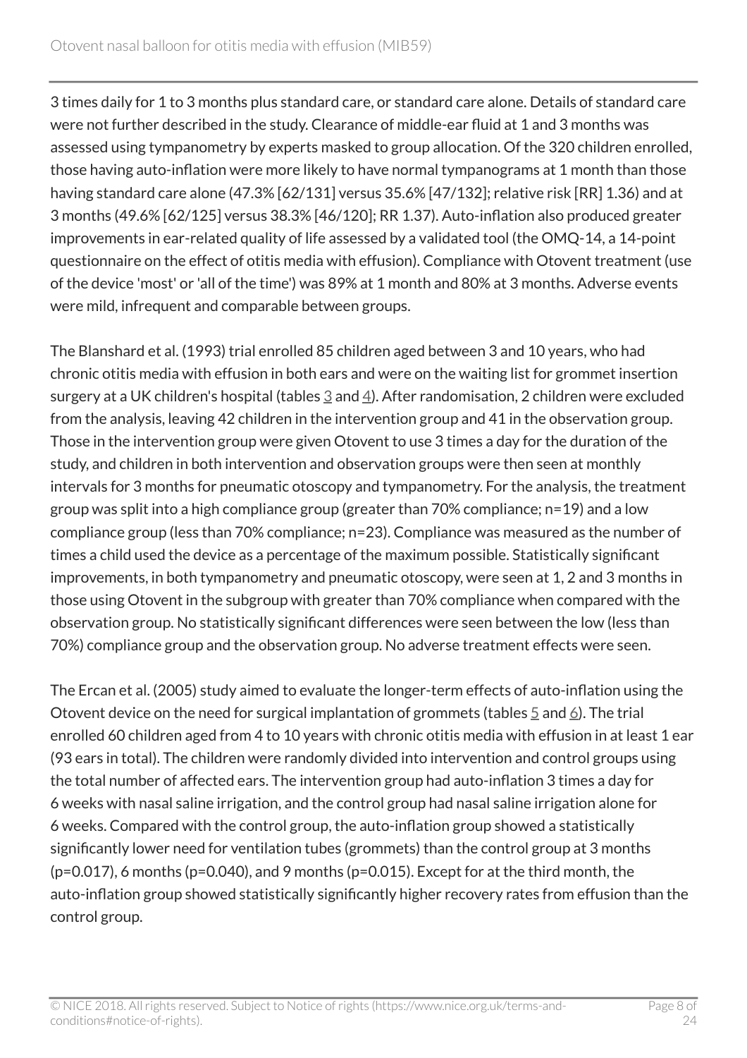3 times daily for 1 to 3 months plus standard care, or standard care alone. Details of standard care were not further described in the study. Clearance of middle-ear fluid at 1 and 3 months was assessed using tympanometry by experts masked to group allocation. Of the 320 children enrolled, those having auto-inflation were more likely to have normal tympanograms at 1 month than those having standard care alone (47.3% [62/131] versus 35.6% [47/132]; relative risk [RR] 1.36) and at 3 months (49.6% [62/125] versus 38.3% [46/120]; RR 1.37). Auto-inflation also produced greater improvements in ear-related quality of life assessed by a validated tool (the OMQ-14, a 14-point questionnaire on the effect of otitis media with effusion). Compliance with Otovent treatment (use of the device 'most' or 'all of the time') was 89% at 1 month and 80% at 3 months. Adverse events were mild, infrequent and comparable between groups.

The Blanshard et al. (1993) trial enrolled 85 children aged between 3 and 10 years, who had chronic otitis media with effusion in both ears and were on the waiting list for grommet insertion surgery at a UK children's hospital (tables 3 and 4). After randomisation, 2 children were excluded from the analysis, leaving 42 children in the intervention group and 41 in the observation group. Those in the intervention group were given Otovent to use 3 times a day for the duration of the study, and children in both intervention and observation groups were then seen at monthly intervals for 3 months for pneumatic otoscopy and tympanometry. For the analysis, the treatment group was split into a high compliance group (greater than 70% compliance; n=19) and a low compliance group (less than 70% compliance; n=23). Compliance was measured as the number of times a child used the device as a percentage of the maximum possible. Statistically significant improvements, in both tympanometry and pneumatic otoscopy, were seen at 1, 2 and 3 months in those using Otovent in the subgroup with greater than 70% compliance when compared with the observation group. No statistically significant differences were seen between the low (less than 70%) compliance group and the observation group. No adverse treatment effects were seen.

The Ercan et al. (2005) study aimed to evaluate the longer-term effects of auto-inflation using the Otovent device on the need for surgical implantation of grommets (tables 5 and 6). The trial enrolled 60 children aged from 4 to 10 years with chronic otitis media with effusion in at least 1 ear (93 ears in total). The children were randomly divided into intervention and control groups using the total number of affected ears. The intervention group had auto-inflation 3 times a day for 6 weeks with nasal saline irrigation, and the control group had nasal saline irrigation alone for 6 weeks. Compared with the control group, the auto-inflation group showed a statistically significantly lower need for ventilation tubes (grommets) than the control group at 3 months (p=0.017), 6 months (p=0.040), and 9 months (p=0.015). Except for at the third month, the auto-inflation group showed statistically significantly higher recovery rates from effusion than the control group.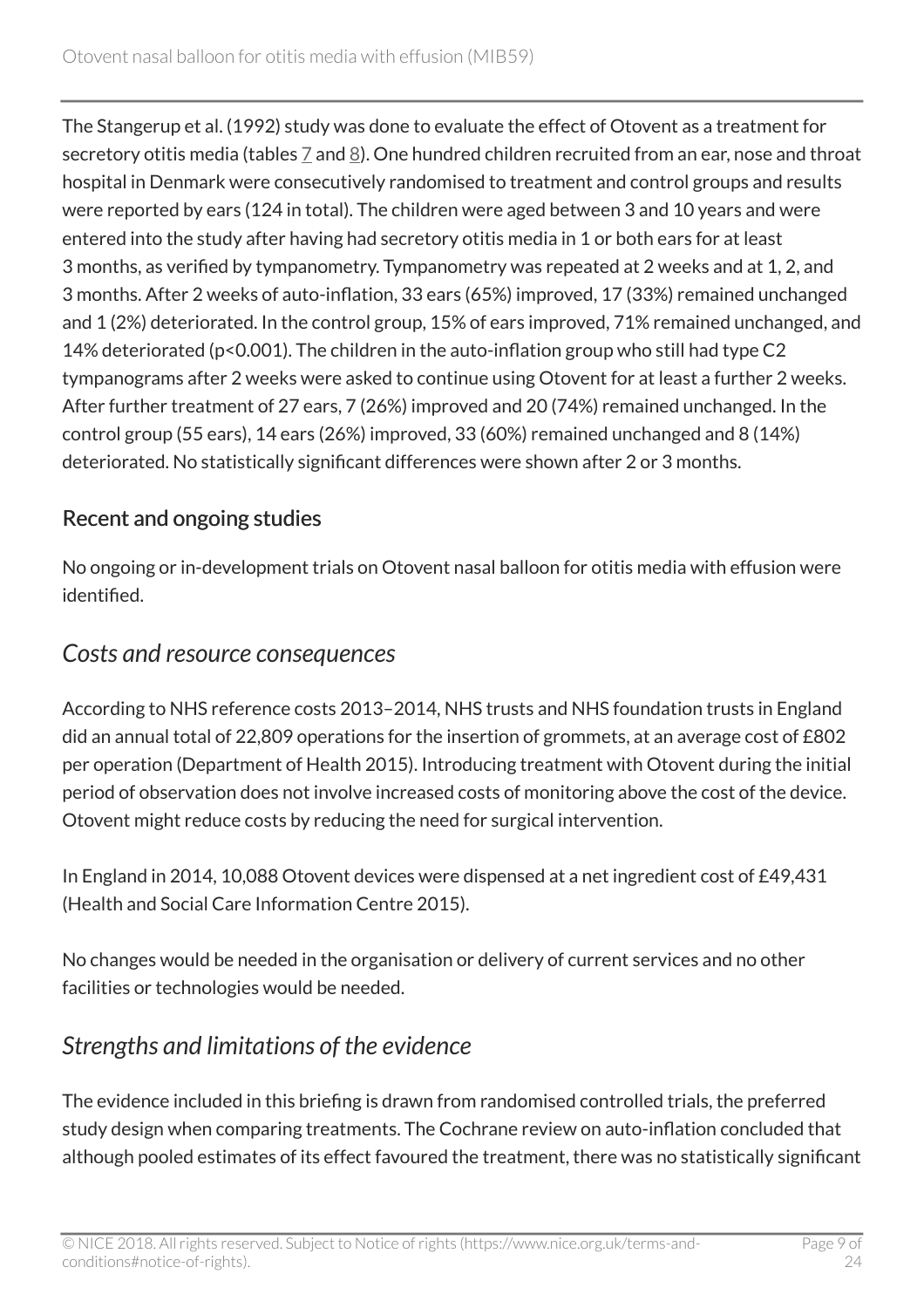The Stangerup et al. (1992) study was done to evaluate the effect of Otovent as a treatment for secretory otitis media (tables 7 and 8). One hundred children recruited from an ear, nose and throat hospital in Denmark were consecutively randomised to treatment and control groups and results were reported by ears (124 in total). The children were aged between 3 and 10 years and were entered into the study after having had secretory otitis media in 1 or both ears for at least 3 months, as verified by tympanometry. Tympanometry was repeated at 2 weeks and at 1, 2, and 3 months. After 2 weeks of auto-inflation, 33 ears (65%) improved, 17 (33%) remained unchanged and 1 (2%) deteriorated. In the control group, 15% of ears improved, 71% remained unchanged, and 14% deteriorated ($p<0.001$). The children in the auto-inflation group who still had type C2 tympanograms after 2 weeks were asked to continue using Otovent for at least a further 2 weeks. After further treatment of 27 ears, 7 (26%) improved and 20 (74%) remained unchanged. In the control group (55 ears), 14 ears (26%) improved, 33 (60%) remained unchanged and 8 (14%) deteriorated. No statistically significant differences were shown after 2 or 3 months.

### Recent and ongoing studies

No ongoing or in-development trials on Otovent nasal balloon for otitis media with effusion were identified.

## *Costs and resource consequences*

According to NHS reference costs 2013–2014, NHS trusts and NHS foundation trusts in England did an annual total of 22,809 operations for the insertion of grommets, at an average cost of £802 per operation (Department of Health 2015). Introducing treatment with Otovent during the initial period of observation does not involve increased costs of monitoring above the cost of the device. Otovent might reduce costs by reducing the need for surgical intervention.

In England in 2014, 10,088 Otovent devices were dispensed at a net ingredient cost of £49,431 (Health and Social Care Information Centre 2015).

No changes would be needed in the organisation or delivery of current services and no other facilities or technologies would be needed.

## *Strengths and limitations of the evidence*

The evidence included in this briefing is drawn from randomised controlled trials, the preferred study design when comparing treatments. The Cochrane review on auto-inflation concluded that although pooled estimates of its effect favoured the treatment, there was no statistically significant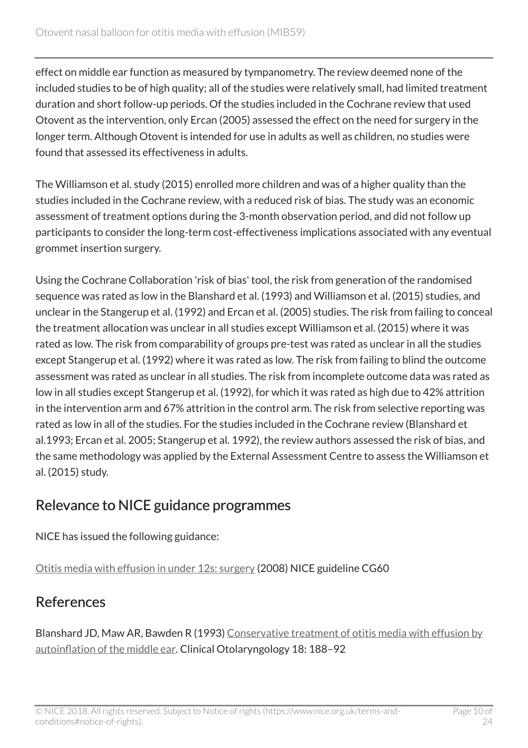effect on middle ear function as measured by tympanometry. The review deemed none of the included studies to be of high quality; all of the studies were relatively small, had limited treatment duration and short follow-up periods. Of the studies included in the Cochrane review that used Otovent as the intervention, only Ercan (2005) assessed the effect on the need for surgery in the longer term. Although Otovent is intended for use in adults as well as children, no studies were found that assessed its effectiveness in adults.

The Williamson et al. study (2015) enrolled more children and was of a higher quality than the studies included in the Cochrane review, with a reduced risk of bias. The study was an economic assessment of treatment options during the 3-month observation period, and did not follow up participants to consider the long-term cost-effectiveness implications associated with any eventual grommet insertion surgery.

Using the Cochrane Collaboration 'risk of bias' tool, the risk from generation of the randomised sequence was rated as low in the Blanshard et al. (1993) and Williamson et al. (2015) studies, and unclear in the Stangerup et al. (1992) and Ercan et al. (2005) studies. The risk from failing to conceal the treatment allocation was unclear in all studies except Williamson et al. (2015) where it was rated as low. The risk from comparability of groups pre-test was rated as unclear in all the studies except Stangerup et al. (1992) where it was rated as low. The risk from failing to blind the outcome assessment was rated as unclear in all studies. The risk from incomplete outcome data was rated as low in all studies except Stangerup et al. (1992), for which it was rated as high due to 42% attrition in the intervention arm and 67% attrition in the control arm. The risk from selective reporting was rated as low in all of the studies. For the studies included in the Cochrane review (Blanshard et al.1993; Ercan et al. 2005; Stangerup et al. 1992), the review authors assessed the risk of bias, and the same methodology was applied by the External Assessment Centre to assess the Williamson et al. (2015) study.

## Relevance to NICE guidance programmes

NICE has issued the following guidance:

Otitis media with effusion in under 12s: surgery (2008) NICE guideline CG60

## References

Blanshard JD, Maw AR, Bawden R (1993) Conservative treatment of otitis media with effusion by autoinflation of the middle ear. Clinical Otolaryngology 18: 188–92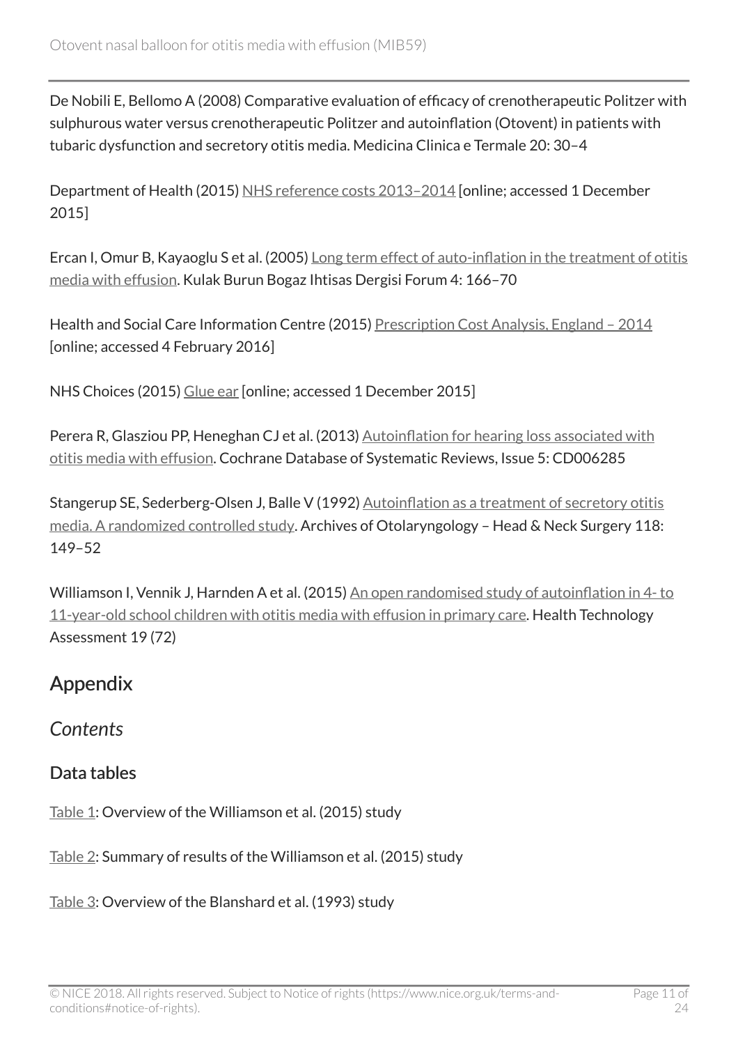De Nobili E, Bellomo A (2008) Comparative evaluation of efficacy of crenotherapeutic Politzer with sulphurous water versus crenotherapeutic Politzer and autoinflation (Otovent) in patients with tubaric dysfunction and secretory otitis media. Medicina Clinica e Termale 20: 30–4

Department of Health (2015) NHS reference costs 2013–2014 [online; accessed 1 December 2015]

Ercan I, Omur B, Kayaoglu S et al. (2005) Long term effect of auto-inflation in the treatment of otitis media with effusion. Kulak Burun Bogaz Ihtisas Dergisi Forum 4: 166–70

Health and Social Care Information Centre (2015) Prescription Cost Analysis, England – 2014 [online; accessed 4 February 2016]

NHS Choices (2015) Glue ear [online; accessed 1 December 2015]

Perera R, Glasziou PP, Heneghan CJ et al. (2013) Autoinflation for hearing loss associated with otitis media with effusion. Cochrane Database of Systematic Reviews, Issue 5: CD006285

Stangerup SE, Sederberg-Olsen J, Balle V (1992) Autoinflation as a treatment of secretory otitis media. A randomized controlled study. Archives of Otolaryngology – Head & Neck Surgery 118: 149–52

Williamson I, Vennik J, Harnden A et al. (2015) An open randomised study of autoinflation in 4- to 11-year-old school children with otitis media with effusion in primary care. Health Technology Assessment 19 (72)

## Appendix

### *Contents*

### Data tables

Table 1: Overview of the Williamson et al. (2015) study

Table 2: Summary of results of the Williamson et al. (2015) study

Table 3: Overview of the Blanshard et al. (1993) study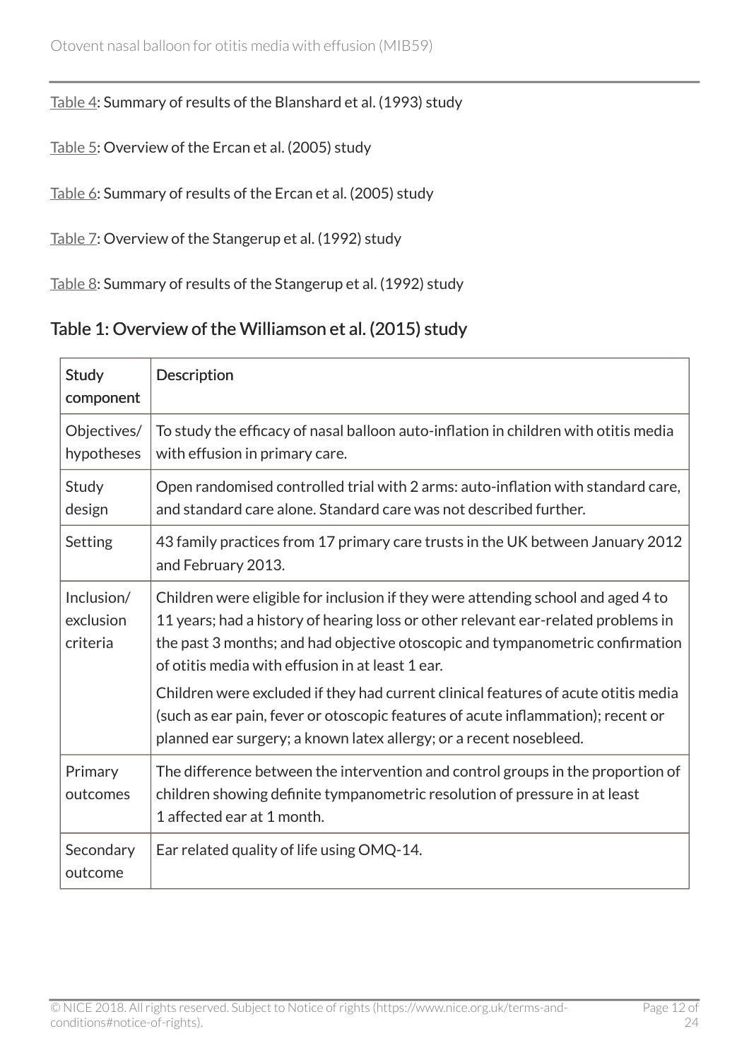Table 4: Summary of results of the Blanshard et al. (1993) study

Table 5: Overview of the Ercan et al. (2005) study

Table 6: Summary of results of the Ercan et al. (2005) study

Table 7: Overview of the Stangerup et al. (1992) study

Table 8: Summary of results of the Stangerup et al. (1992) study

## Table 1: Overview of the Williamson et al. (2015) study

| Study component | Description |
|---|---|
| Objectives/ hypotheses | To study the efficacy of nasal balloon auto-inflation in children with otitis media with effusion in primary care. |
| Study design | Open randomised controlled trial with 2 arms: auto-inflation with standard care, and standard care alone. Standard care was not described further. |
| Setting | 43 family practices from 17 primary care trusts in the UK between January 2012 and February 2013. |
| Inclusion/ exclusion criteria | Children were eligible for inclusion if they were attending school and aged 4 to 11 years; had a history of hearing loss or other relevant ear-related problems in the past 3 months; and had objective otoscopic and tympanometric confirmation of otitis media with effusion in at least 1 ear.<br><br>Children were excluded if they had current clinical features of acute otitis media (such as ear pain, fever or otoscopic features of acute inflammation); recent or planned ear surgery; a known latex allergy; or a recent nosebleed. |
| Primary outcomes | The difference between the intervention and control groups in the proportion of children showing definite tympanometric resolution of pressure in at least 1 affected ear at 1 month. |
| Secondary outcome | Ear related quality of life using OMQ-14. |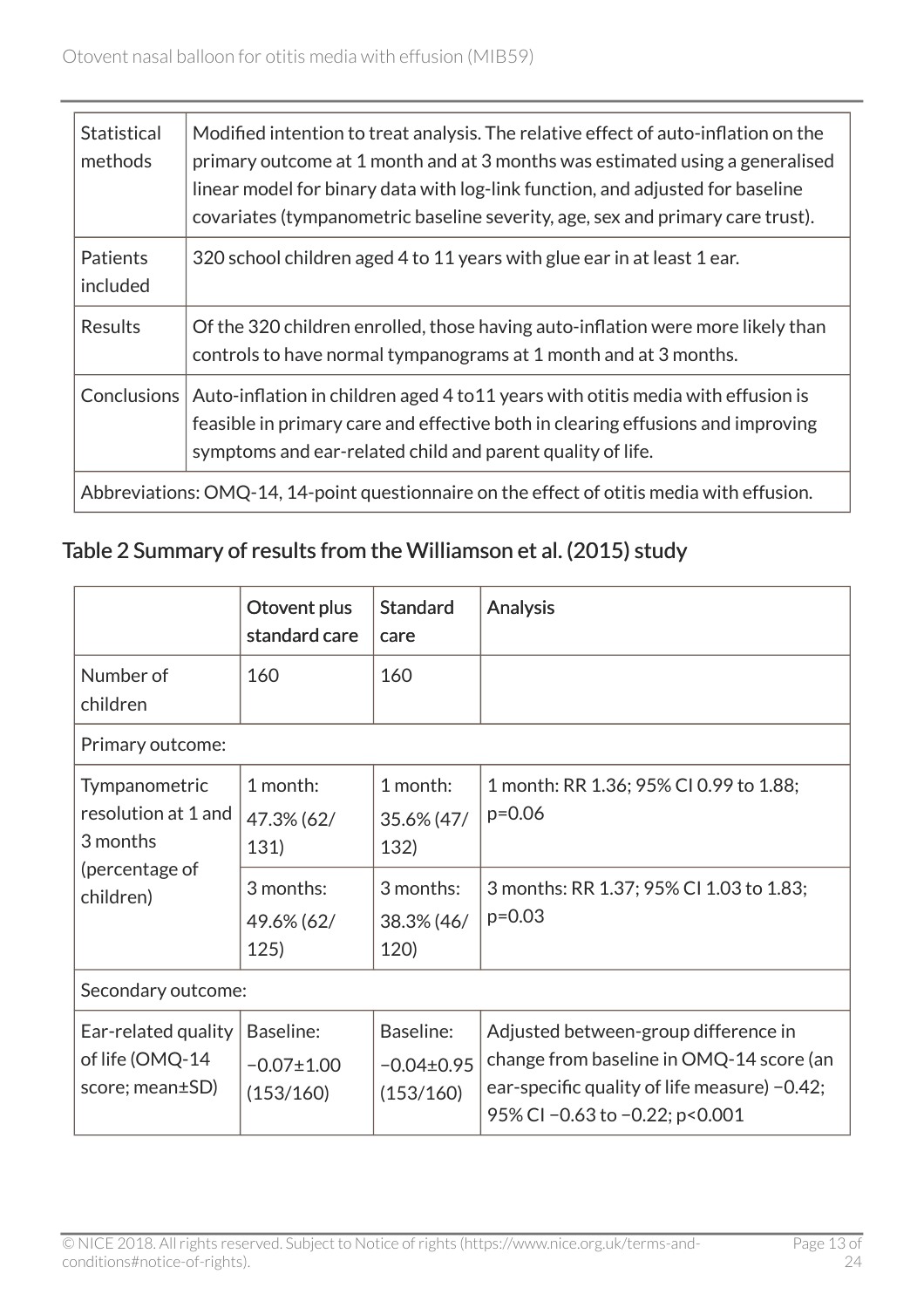| Statistical methods | Modified intention to treat analysis. The relative effect of auto-inflation on the primary outcome at 1 month and at 3 months was estimated using a generalised linear model for binary data with log-link function, and adjusted for baseline covariates (tympanometric baseline severity, age, sex and primary care trust). |
|---|---|
| Patients included | 320 school children aged 4 to 11 years with glue ear in at least 1 ear. |
| Results | Of the 320 children enrolled, those having auto-inflation were more likely than controls to have normal tympanograms at 1 month and at 3 months. |
| Conclusions | Auto-inflation in children aged 4 to11 years with otitis media with effusion is feasible in primary care and effective both in clearing effusions and improving symptoms and ear-related child and parent quality of life. |
| Abbreviations: OMQ-14, 14-point questionnaire on the effect of otitis media with effusion. | |

## Table 2 Summary of results from the Williamson et al. (2015) study

| | Otovent plus standard care | Standard care | Analysis |
|---|---|---|---|
| Number of children | 160 | 160 | |
| Primary outcome: | | | |
| Tympanometric resolution at 1 and 3 months (percentage of children) | 1 month: 47.3% (62/131) | 1 month: 35.6% (47/132) | 1 month: RR 1.36; 95% CI 0.99 to 1.88; p=0.06 |
| | 3 months: 49.6% (62/125) | 3 months: 38.3% (46/120) | 3 months: RR 1.37; 95% CI 1.03 to 1.83; p=0.03 |
| Secondary outcome: | | | |
| Ear-related quality of life (OMQ-14 score; mean±SD) | Baseline: −0.07±1.00 (153/160) | Baseline: −0.04±0.95 (153/160) | Adjusted between-group difference in change from baseline in OMQ-14 score (an ear-specific quality of life measure) −0.42; 95% CI −0.63 to −0.22; p<0.001 |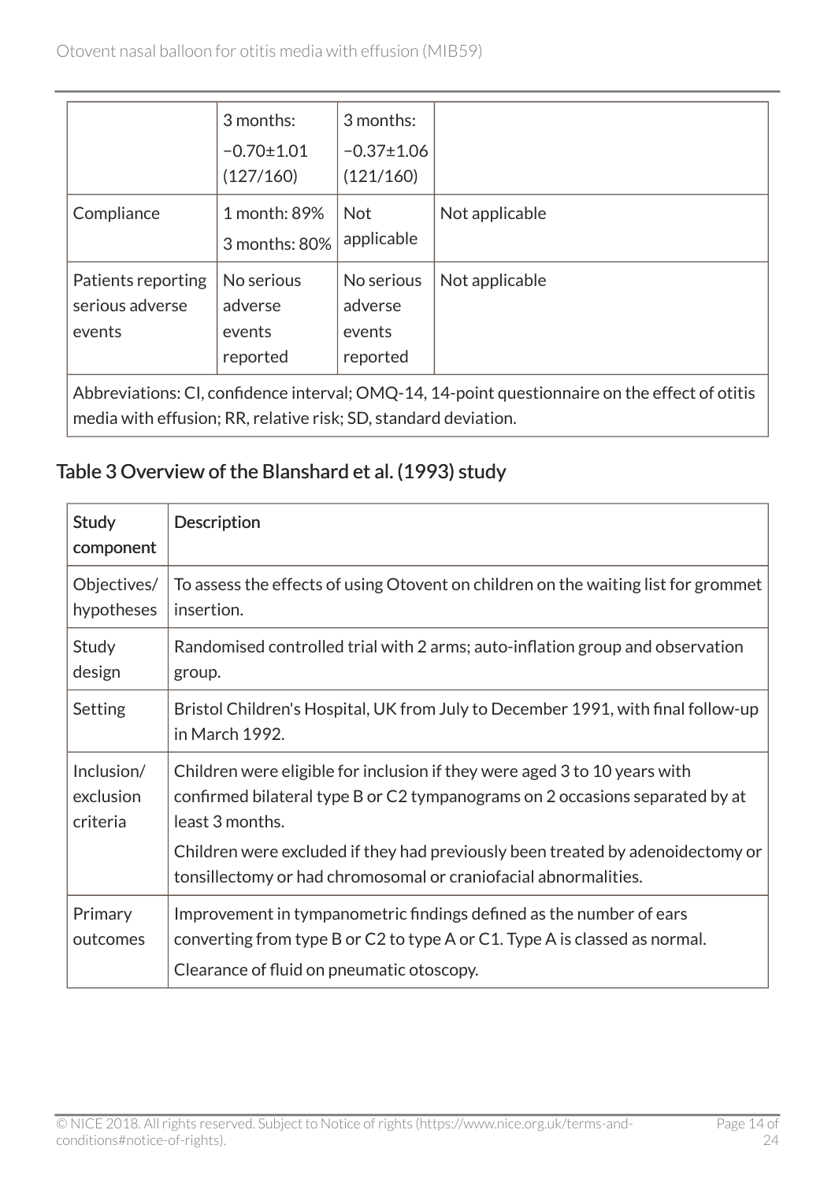| | 3 months: −0.70±1.01 (127/160) | 3 months: −0.37±1.06 (121/160) | |
|---|---|---|---|
| Compliance | 1 month: 89% 3 months: 80% | Not applicable | Not applicable |
| Patients reporting serious adverse events | No serious adverse events reported | No serious adverse events reported | Not applicable |
| Abbreviations: CI, confidence interval; OMQ-14, 14-point questionnaire on the effect of otitis media with effusion; RR, relative risk; SD, standard deviation. | | | |

## Table 3 Overview of the Blanshard et al. (1993) study

| Study component | Description |
|---|---|
| Objectives/ hypotheses | To assess the effects of using Otovent on children on the waiting list for grommet insertion. |
| Study design | Randomised controlled trial with 2 arms; auto-inflation group and observation group. |
| Setting | Bristol Children's Hospital, UK from July to December 1991, with final follow-up in March 1992. |
| Inclusion/ exclusion criteria | Children were eligible for inclusion if they were aged 3 to 10 years with confirmed bilateral type B or C2 tympanograms on 2 occasions separated by at least 3 months.<br>Children were excluded if they had previously been treated by adenoidectomy or tonsillectomy or had chromosomal or craniofacial abnormalities. |
| Primary outcomes | Improvement in tympanometric findings defined as the number of ears converting from type B or C2 to type A or C1. Type A is classed as normal.<br>Clearance of fluid on pneumatic otoscopy. |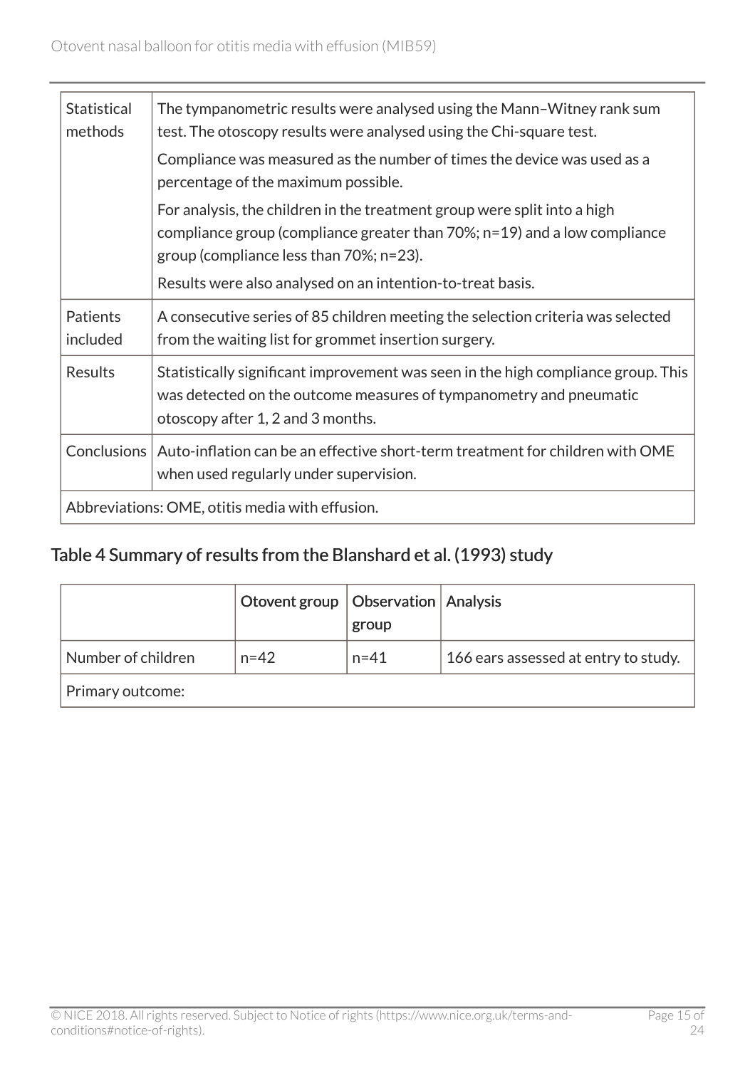| | |
|---|---|
| Statistical methods | The tympanometric results were analysed using the Mann–Witney rank sum test. The otoscopy results were analysed using the Chi-square test.<br>Compliance was measured as the number of times the device was used as a percentage of the maximum possible.<br>For analysis, the children in the treatment group were split into a high compliance group (compliance greater than 70%; n=19) and a low compliance group (compliance less than 70%; n=23).<br>Results were also analysed on an intention-to-treat basis. |
| Patients included | A consecutive series of 85 children meeting the selection criteria was selected from the waiting list for grommet insertion surgery. |
| Results | Statistically significant improvement was seen in the high compliance group. This was detected on the outcome measures of tympanometry and pneumatic otoscopy after 1, 2 and 3 months. |
| Conclusions | Auto-inflation can be an effective short-term treatment for children with OME when used regularly under supervision. |
| Abbreviations: OME, otitis media with effusion. | |

## Table 4 Summary of results from the Blanshard et al. (1993) study

| | Otovent group | Observation group | Analysis |
|---|---|---|---|
| Number of children | n=42 | n=41 | 166 ears assessed at entry to study. |
| Primary outcome: | | | |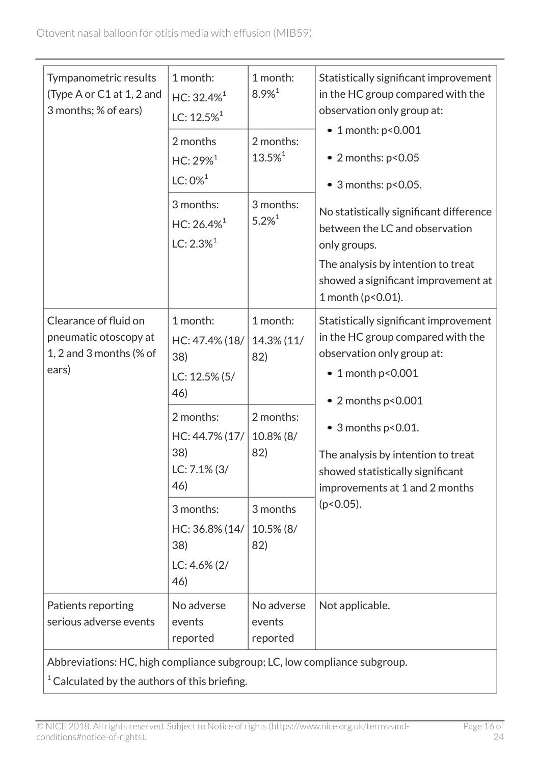| | | | |
|---|---|---|---|
| Tympanometric results (Type A or C1 at 1, 2 and 3 months; % of ears) | 1 month: HC: 32.4%[1] LC: 12.5%[1] | 1 month: 8.9%[1] | Statistically significant improvement in the HC group compared with the observation only group at: <br>• 1 month: $p<0.001$ <br>• 2 months: $p<0.05$ <br>• 3 months: $p<0.05$. <br>No statistically significant difference between the LC and observation only groups. <br>The analysis by intention to treat showed a significant improvement at 1 month ($p<0.01$). |
| | 2 months HC: 29%[1] LC: 0%[1] | 2 months: 13.5%[1] | |
| | 3 months: HC: 26.4%[1] LC: 2.3%[1] | 3 months: 5.2%[1] | |
| Clearance of fluid on pneumatic otoscopy at 1, 2 and 3 months (% of ears) | 1 month: HC: 47.4% (18/38) LC: 12.5% (5/46) | 1 month: 14.3% (11/82) | Statistically significant improvement in the HC group compared with the observation only group at: <br>• 1 month $p<0.001$ <br>• 2 months $p<0.001$ <br>• 3 months $p<0.01$. <br>The analysis by intention to treat showed statistically significant improvements at 1 and 2 months ($p<0.05$). |
| | 2 months: HC: 44.7% (17/38) LC: 7.1% (3/46) | 2 months: 10.8% (8/82) | |
| | 3 months: HC: 36.8% (14/38) LC: 4.6% (2/46) | 3 months 10.5% (8/82) | |
| Patients reporting serious adverse events | No adverse events reported | No adverse events reported | Not applicable. |

Abbreviations: HC, high compliance subgroup; LC, low compliance subgroup.

[1] Calculated by the authors of this briefing.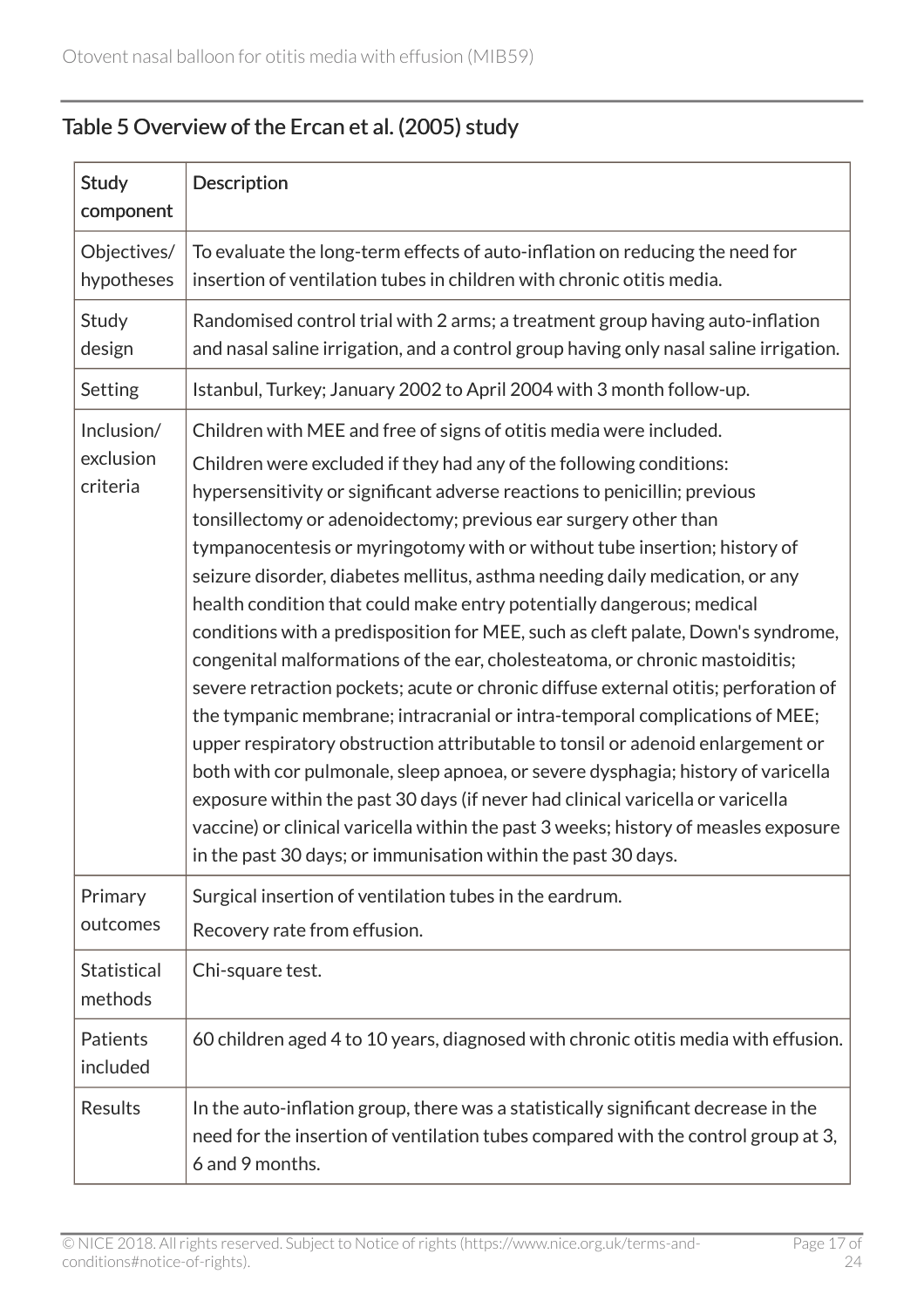## Table 5 Overview of the Ercan et al. (2005) study

| Study component | Description |
|---|---|
| Objectives/ hypotheses | To evaluate the long-term effects of auto-inflation on reducing the need for insertion of ventilation tubes in children with chronic otitis media. |
| Study design | Randomised control trial with 2 arms; a treatment group having auto-inflation and nasal saline irrigation, and a control group having only nasal saline irrigation. |
| Setting | Istanbul, Turkey; January 2002 to April 2004 with 3 month follow-up. |
| Inclusion/ exclusion criteria | Children with MEE and free of signs of otitis media were included. Children were excluded if they had any of the following conditions: hypersensitivity or significant adverse reactions to penicillin; previous tonsillectomy or adenoidectomy; previous ear surgery other than tympanocentesis or myringotomy with or without tube insertion; history of seizure disorder, diabetes mellitus, asthma needing daily medication, or any health condition that could make entry potentially dangerous; medical conditions with a predisposition for MEE, such as cleft palate, Down's syndrome, congenital malformations of the ear, cholesteatoma, or chronic mastoiditis; severe retraction pockets; acute or chronic diffuse external otitis; perforation of the tympanic membrane; intracranial or intra-temporal complications of MEE; upper respiratory obstruction attributable to tonsil or adenoid enlargement or both with cor pulmonale, sleep apnoea, or severe dysphagia; history of varicella exposure within the past 30 days (if never had clinical varicella or varicella vaccine) or clinical varicella within the past 3 weeks; history of measles exposure in the past 30 days; or immunisation within the past 30 days. |
| Primary outcomes | Surgical insertion of ventilation tubes in the eardrum. Recovery rate from effusion. |
| Statistical methods | Chi-square test. |
| Patients included | 60 children aged 4 to 10 years, diagnosed with chronic otitis media with effusion. |
| Results | In the auto-inflation group, there was a statistically significant decrease in the need for the insertion of ventilation tubes compared with the control group at 3, 6 and 9 months. |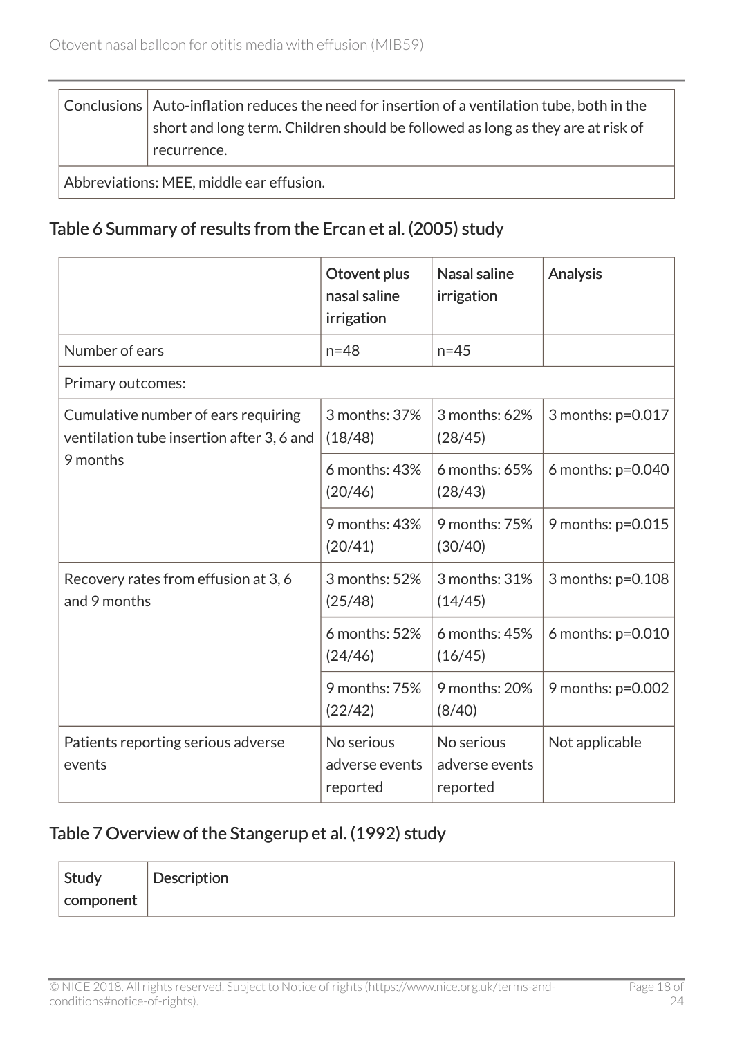| | |
|---|---|
| Conclusions | Auto-inflation reduces the need for insertion of a ventilation tube, both in the short and long term. Children should be followed as long as they are at risk of recurrence. |
| Abbreviations: MEE, middle ear effusion. | |

## Table 6 Summary of results from the Ercan et al. (2005) study

| | Otovent plus nasal saline irrigation | Nasal saline irrigation | Analysis |
|---|---|---|---|
| Number of ears | n=48 | n=45 | |
| Primary outcomes: | | | |
| Cumulative number of ears requiring ventilation tube insertion after 3, 6 and 9 months | 3 months: 37% (18/48) | 3 months: 62% (28/45) | 3 months: p=0.017 |
| | 6 months: 43% (20/46) | 6 months: 65% (28/43) | 6 months: p=0.040 |
| | 9 months: 43% (20/41) | 9 months: 75% (30/40) | 9 months: p=0.015 |
| Recovery rates from effusion at 3, 6 and 9 months | 3 months: 52% (25/48) | 3 months: 31% (14/45) | 3 months: p=0.108 |
| | 6 months: 52% (24/46) | 6 months: 45% (16/45) | 6 months: p=0.010 |
| | 9 months: 75% (22/42) | 9 months: 20% (8/40) | 9 months: p=0.002 |
| Patients reporting serious adverse events | No serious adverse events reported | No serious adverse events reported | Not applicable |

## Table 7 Overview of the Stangerup et al. (1992) study

| Study component | Description |
|---|---|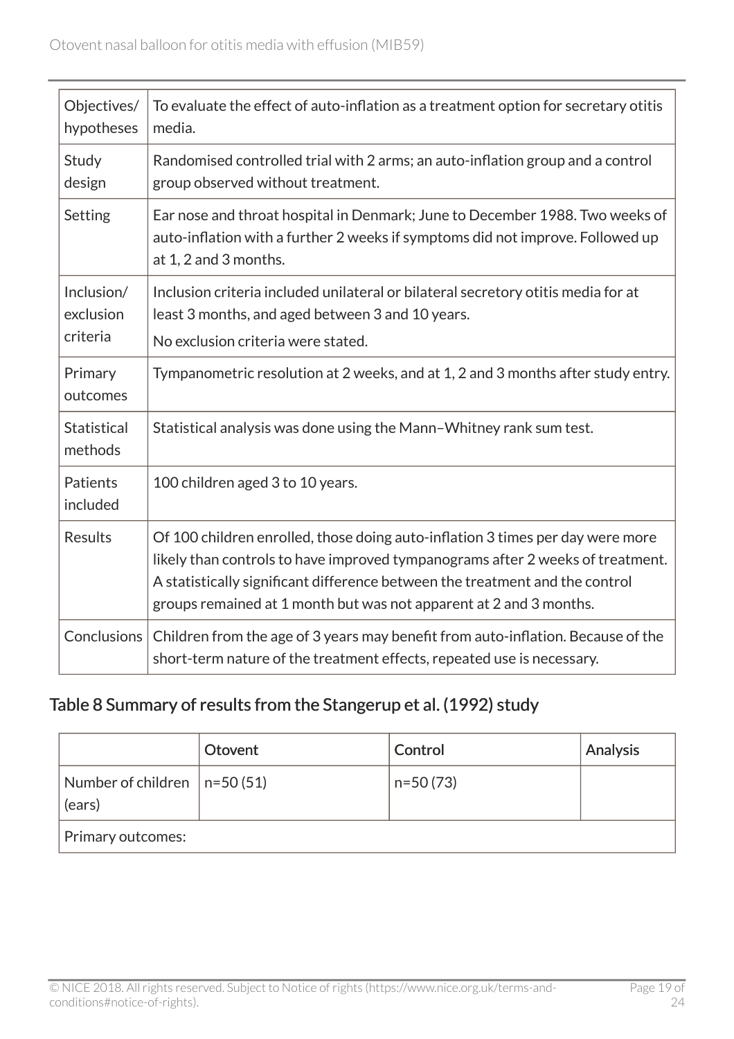| | |
|---|---|
| Objectives/ hypotheses | To evaluate the effect of auto-inflation as a treatment option for secretary otitis media. |
| Study design | Randomised controlled trial with 2 arms; an auto-inflation group and a control group observed without treatment. |
| Setting | Ear nose and throat hospital in Denmark; June to December 1988. Two weeks of auto-inflation with a further 2 weeks if symptoms did not improve. Followed up at 1, 2 and 3 months. |
| Inclusion/ exclusion criteria | Inclusion criteria included unilateral or bilateral secretory otitis media for at least 3 months, and aged between 3 and 10 years. No exclusion criteria were stated. |
| Primary outcomes | Tympanometric resolution at 2 weeks, and at 1, 2 and 3 months after study entry. |
| Statistical methods | Statistical analysis was done using the Mann–Whitney rank sum test. |
| Patients included | 100 children aged 3 to 10 years. |
| Results | Of 100 children enrolled, those doing auto-inflation 3 times per day were more likely than controls to have improved tympanograms after 2 weeks of treatment. A statistically significant difference between the treatment and the control groups remained at 1 month but was not apparent at 2 and 3 months. |
| Conclusions | Children from the age of 3 years may benefit from auto-inflation. Because of the short-term nature of the treatment effects, repeated use is necessary. |

## Table 8 Summary of results from the Stangerup et al. (1992) study

| | Otovent | Control | Analysis |
|---|---|---|---|
| Number of children (ears) | n=50 (51) | n=50 (73) | |
| Primary outcomes: | | | |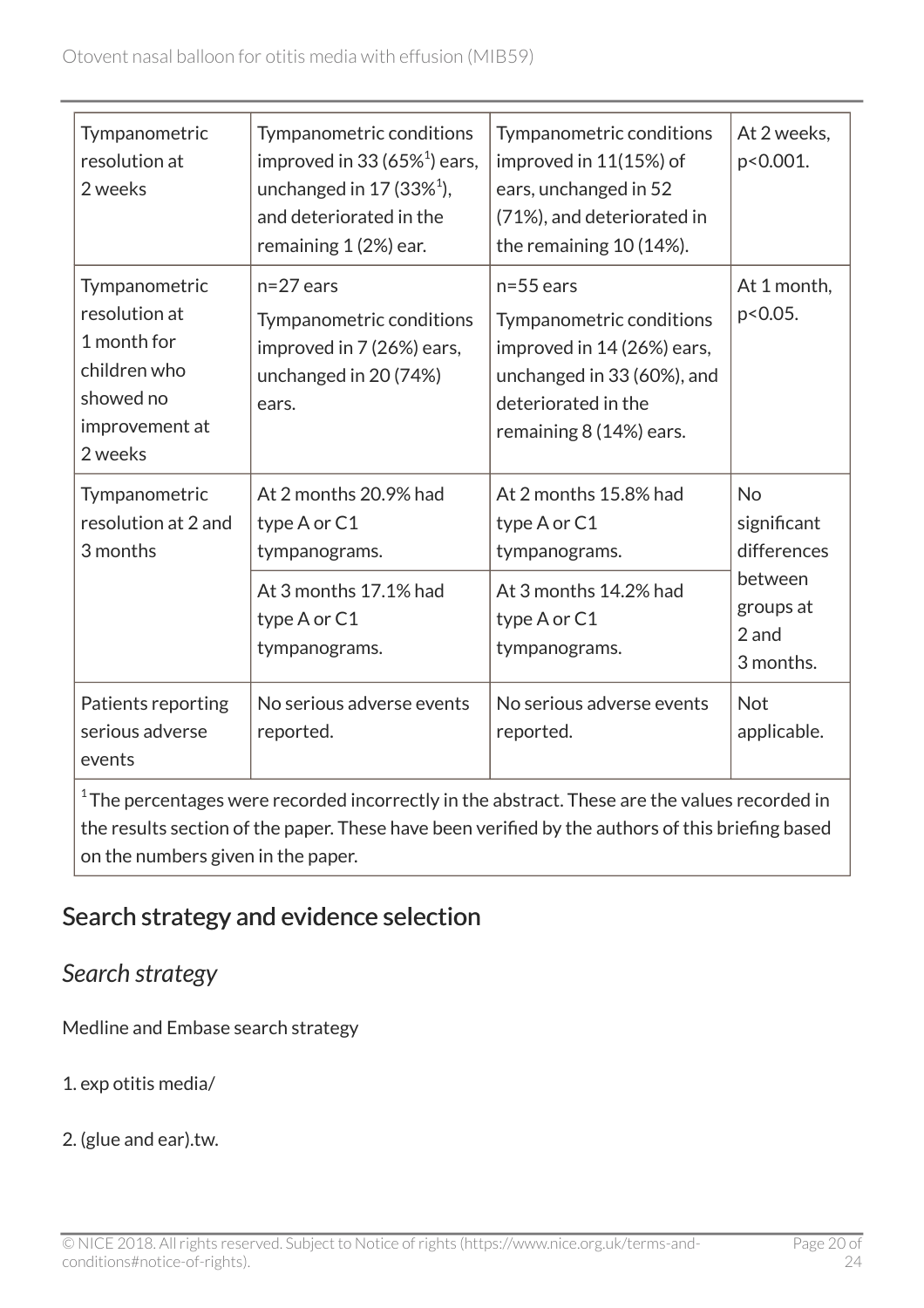| Tympanometric resolution at 2 weeks | Tympanometric conditions improved in 33 (65%[1]) ears, unchanged in 17 (33%[1]), and deteriorated in the remaining 1 (2%) ear. | Tympanometric conditions improved in 11(15%) of ears, unchanged in 52 (71%), and deteriorated in the remaining 10 (14%). | At 2 weeks, $p<0.001$. |
|---|---|---|---|
| Tympanometric resolution at 1 month for children who showed no improvement at 2 weeks | n=27 ears<br>Tympanometric conditions improved in 7 (26%) ears, unchanged in 20 (74%) ears. | n=55 ears<br>Tympanometric conditions improved in 14 (26%) ears, unchanged in 33 (60%), and deteriorated in the remaining 8 (14%) ears. | At 1 month, $p<0.05$. |
| Tympanometric resolution at 2 and 3 months | At 2 months 20.9% had type A or C1 tympanograms. | At 2 months 15.8% had type A or C1 tympanograms. | No significant differences between groups at 2 and 3 months. |
| | At 3 months 17.1% had type A or C1 tympanograms. | At 3 months 14.2% had type A or C1 tympanograms. | |
| Patients reporting serious adverse events | No serious adverse events reported. | No serious adverse events reported. | Not applicable. |

[1] The percentages were recorded incorrectly in the abstract. These are the values recorded in the results section of the paper. These have been verified by the authors of this briefing based on the numbers given in the paper.

## Search strategy and evidence selection

### *Search strategy*

Medline and Embase search strategy

1. exp otitis media/

2. (glue and ear).tw.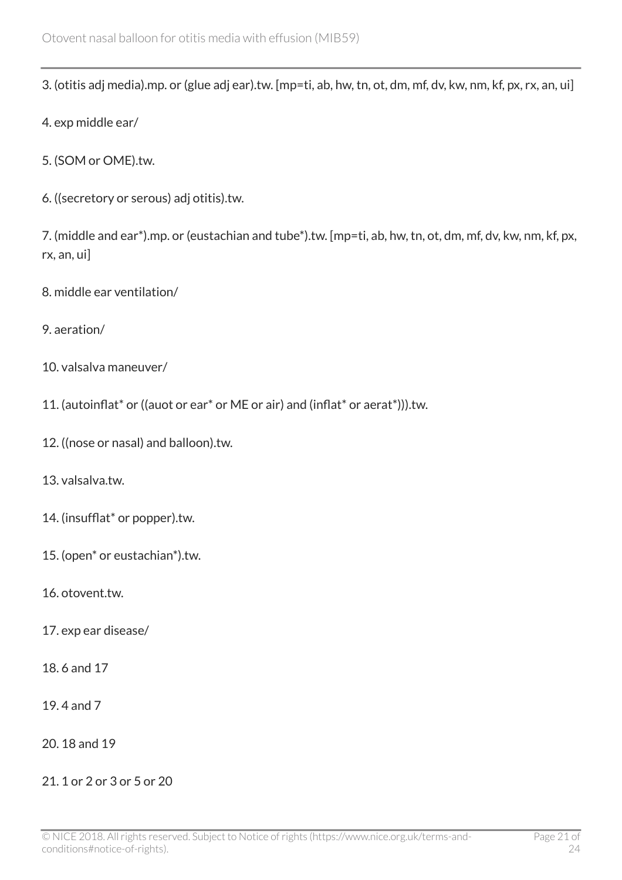3. (otitis adj media).mp. or (glue adj ear).tw. [mp=ti, ab, hw, tn, ot, dm, mf, dv, kw, nm, kf, px, rx, an, ui]

4. exp middle ear/

5. (SOM or OME).tw.

6. ((secretory or serous) adj otitis).tw.

7. (middle and ear*).mp. or (eustachian and tube*).tw. [mp=ti, ab, hw, tn, ot, dm, mf, dv, kw, nm, kf, px, rx, an, ui]

8. middle ear ventilation/

9. aeration/

10. valsalva maneuver/

11. (autoinflat* or ((auot or ear* or ME or air) and (inflat* or aerat*))).tw.

12. ((nose or nasal) and balloon).tw.

13. valsalva.tw.

14. (insufflat* or popper).tw.

15. (open* or eustachian*).tw.

16. otovent.tw.

17. exp ear disease/

18. 6 and 17

19. 4 and 7

20. 18 and 19

21. 1 or 2 or 3 or 5 or 20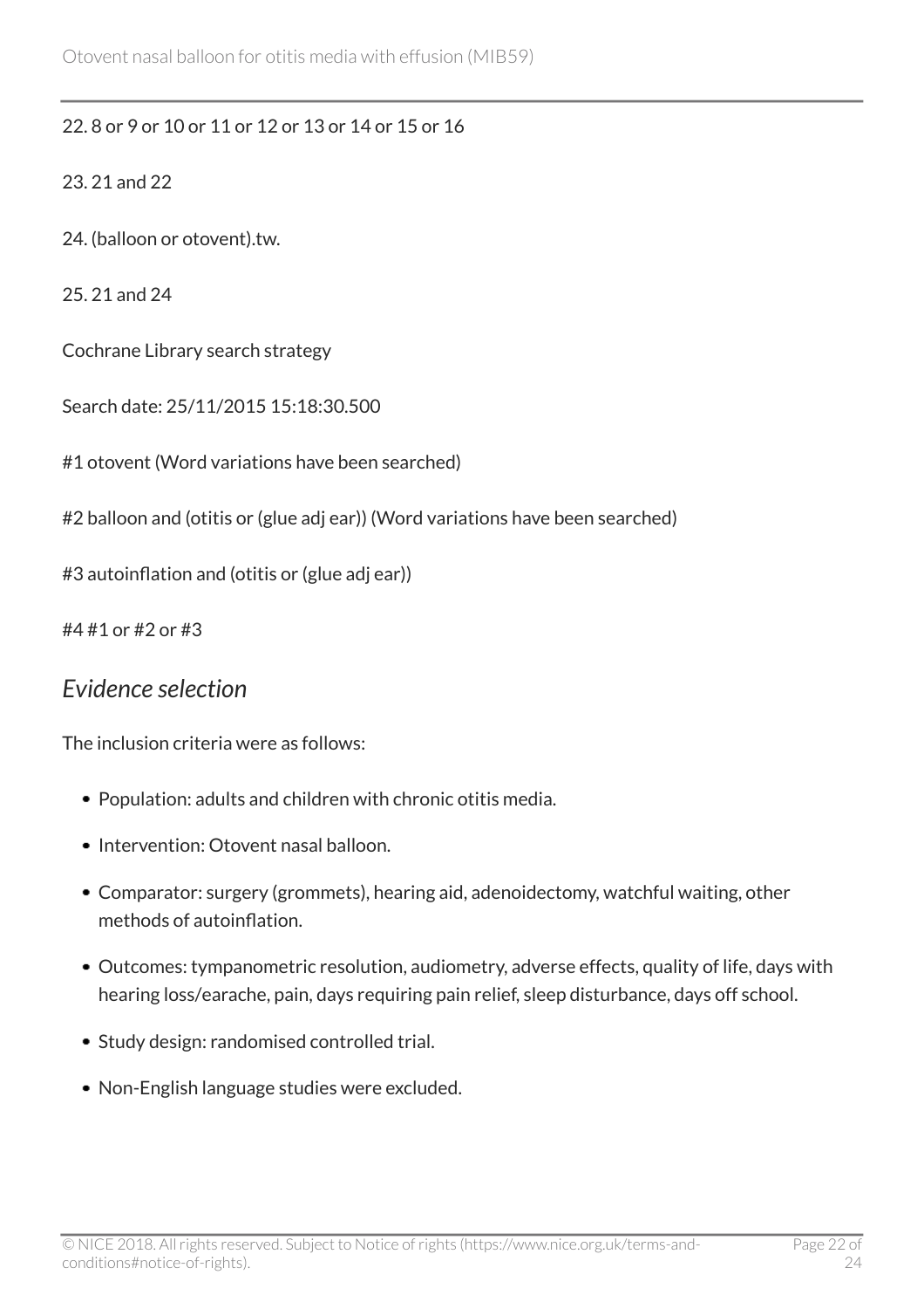22. 8 or 9 or 10 or 11 or 12 or 13 or 14 or 15 or 16

23. 21 and 22

24. (balloon or otovent).tw.

25. 21 and 24

Cochrane Library search strategy

Search date: 25/11/2015 15:18:30.500

#1 otovent (Word variations have been searched)

#2 balloon and (otitis or (glue adj ear)) (Word variations have been searched)

#3 autoinflation and (otitis or (glue adj ear))

#4 #1 or #2 or #3

### *Evidence selection*

The inclusion criteria were as follows:

- Population: adults and children with chronic otitis media.
- Intervention: Otovent nasal balloon.
- Comparator: surgery (grommets), hearing aid, adenoidectomy, watchful waiting, other methods of autoinflation.
- Outcomes: tympanometric resolution, audiometry, adverse effects, quality of life, days with hearing loss/earache, pain, days requiring pain relief, sleep disturbance, days off school.
- Study design: randomised controlled trial.
- Non-English language studies were excluded.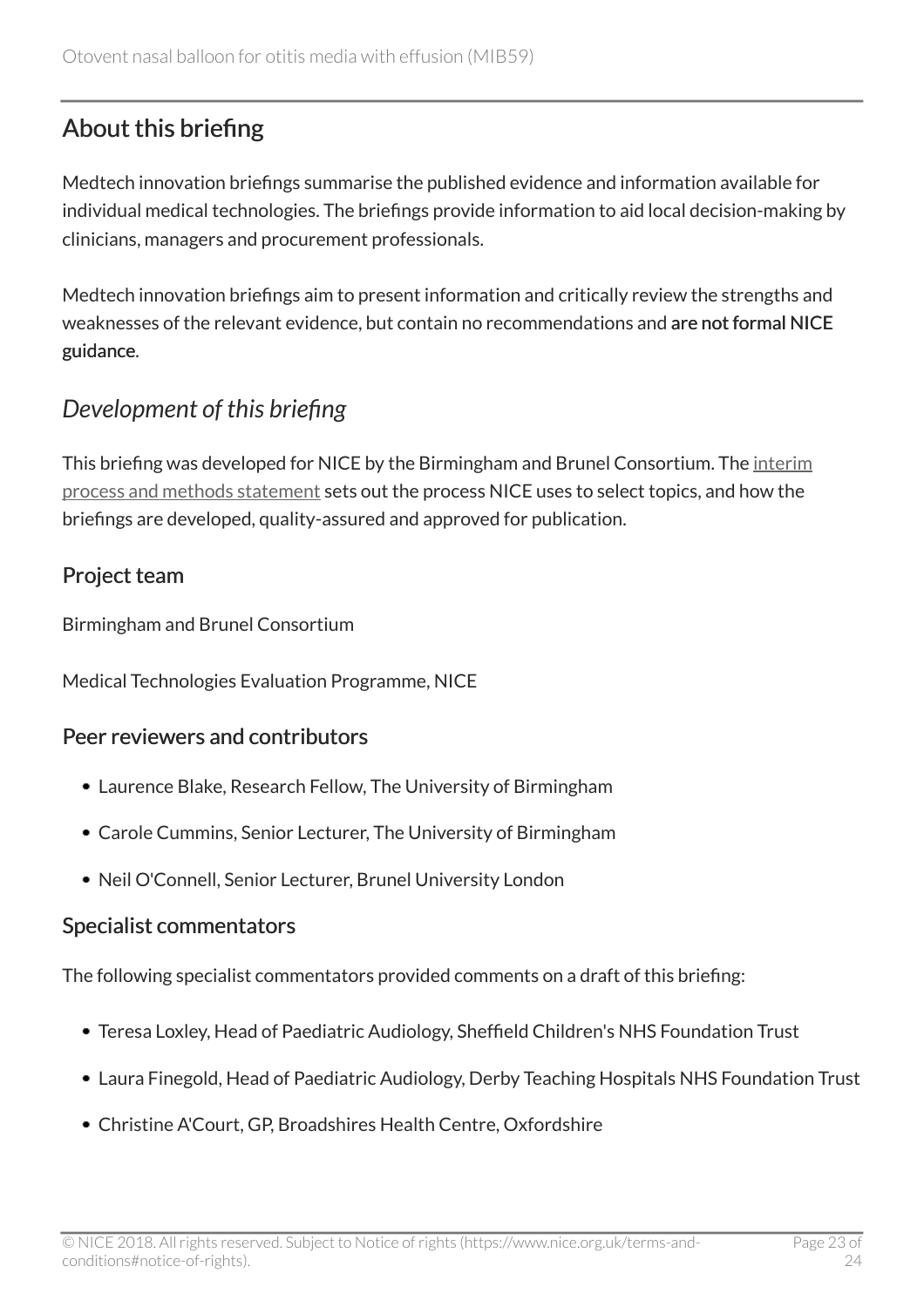## About this briefing

Medtech innovation briefings summarise the published evidence and information available for individual medical technologies. The briefings provide information to aid local decision-making by clinicians, managers and procurement professionals.

Medtech innovation briefings aim to present information and critically review the strengths and weaknesses of the relevant evidence, but contain no recommendations and **are not formal NICE guidance**.

### *Development of this briefing*

This briefing was developed for NICE by the Birmingham and Brunel Consortium. The interim process and methods statement sets out the process NICE uses to select topics, and how the briefings are developed, quality-assured and approved for publication.

#### Project team

Birmingham and Brunel Consortium

Medical Technologies Evaluation Programme, NICE

#### Peer reviewers and contributors

- Laurence Blake, Research Fellow, The University of Birmingham
- Carole Cummins, Senior Lecturer, The University of Birmingham
- Neil O'Connell, Senior Lecturer, Brunel University London

#### Specialist commentators

The following specialist commentators provided comments on a draft of this briefing:

- Teresa Loxley, Head of Paediatric Audiology, Sheffield Children's NHS Foundation Trust
- Laura Finegold, Head of Paediatric Audiology, Derby Teaching Hospitals NHS Foundation Trust
- Christine A'Court, GP, Broadshires Health Centre, Oxfordshire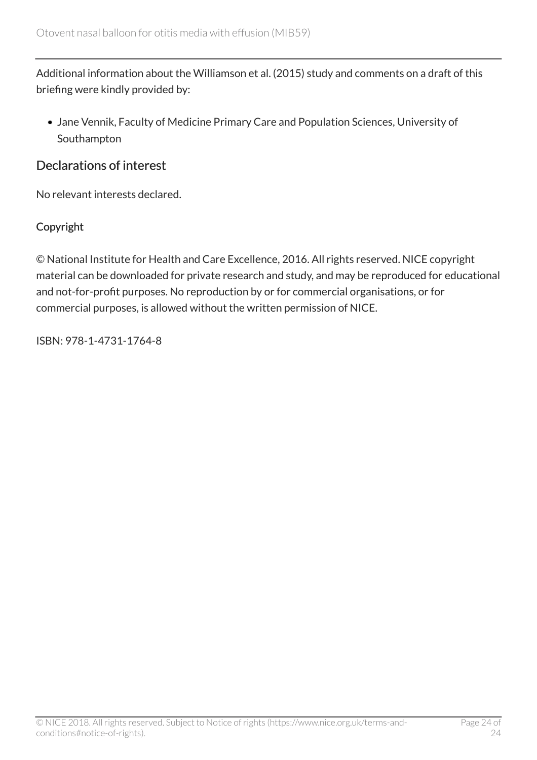Additional information about the Williamson et al. (2015) study and comments on a draft of this briefing were kindly provided by:

- Jane Vennik, Faculty of Medicine Primary Care and Population Sciences, University of Southampton

## Declarations of interest

No relevant interests declared.

### Copyright

© National Institute for Health and Care Excellence, 2016. All rights reserved. NICE copyright material can be downloaded for private research and study, and may be reproduced for educational and not-for-profit purposes. No reproduction by or for commercial organisations, or for commercial purposes, is allowed without the written permission of NICE.

ISBN: 978-1-4731-1764-8